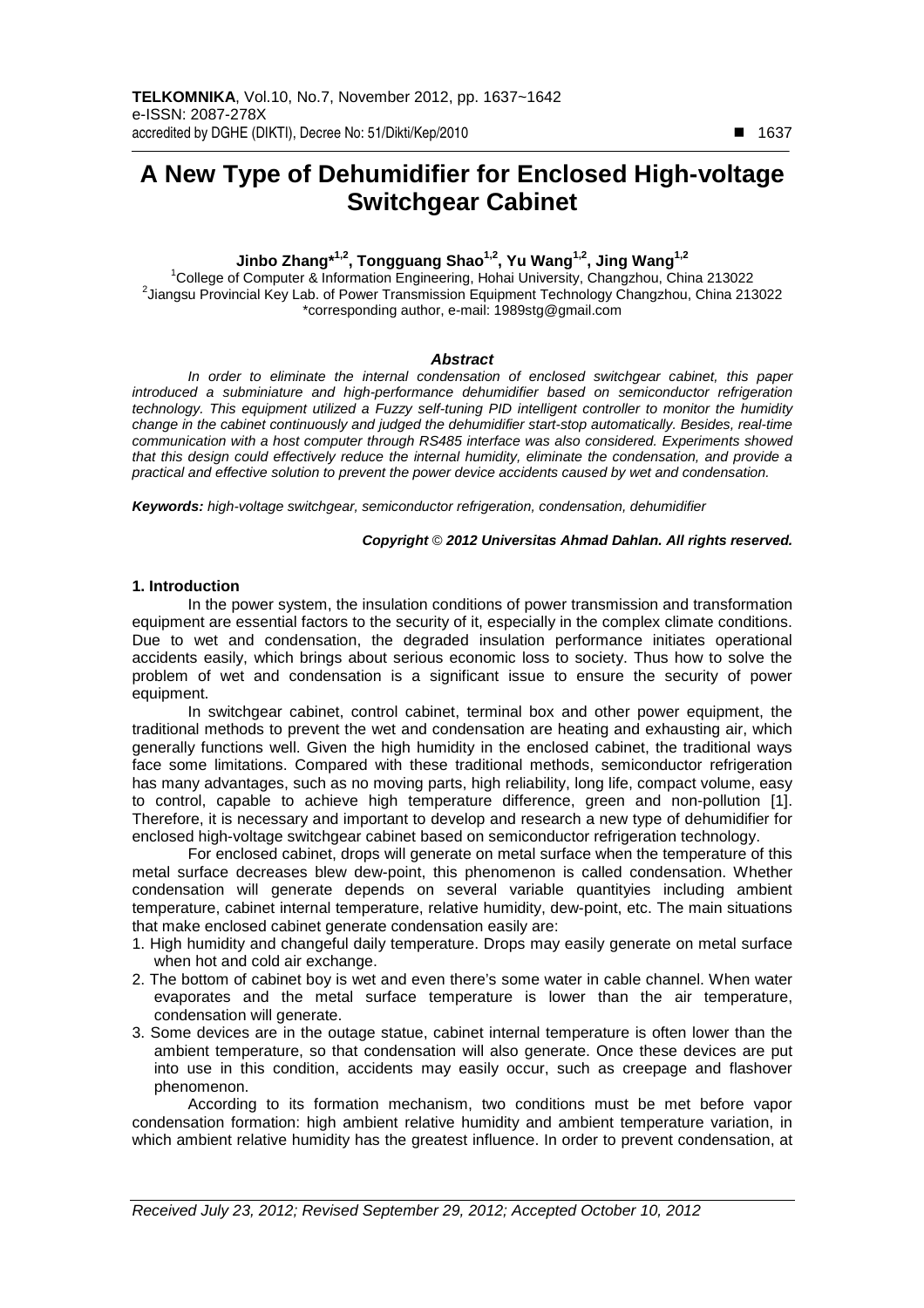# A New Type of Dehumidifier for Enclosed High-voltage Switchgear Cabinet

**Jinbo Zhang*[1,2], Tongguang Shao[1,2], Yu Wang[1,2], Jing Wang[1,2]**

[1]College of Computer & Information Engineering, Hohai University, Changzhou, China 213022
[2]Jiangsu Provincial Key Lab. of Power Transmission Equipment Technology Changzhou, China 213022
*corresponding author, e-mail: 1989stg@gmail.com

### *Abstract*

*In order to eliminate the internal condensation of enclosed switchgear cabinet, this paper introduced a subminiature and high-performance dehumidifier based on semiconductor refrigeration technology. This equipment utilized a Fuzzy self-tuning PID intelligent controller to monitor the humidity change in the cabinet continuously and judged the dehumidifier start-stop automatically. Besides, real-time communication with a host computer through RS485 interface was also considered. Experiments showed that this design could effectively reduce the internal humidity, eliminate the condensation, and provide a practical and effective solution to prevent the power device accidents caused by wet and condensation.*

***Keywords:*** *high-voltage switchgear, semiconductor refrigeration, condensation, dehumidifier*

***Copyright © 2012 Universitas Ahmad Dahlan. All rights reserved.***

## 1. Introduction

In the power system, the insulation conditions of power transmission and transformation equipment are essential factors to the security of it, especially in the complex climate conditions. Due to wet and condensation, the degraded insulation performance initiates operational accidents easily, which brings about serious economic loss to society. Thus how to solve the problem of wet and condensation is a significant issue to ensure the security of power equipment.

In switchgear cabinet, control cabinet, terminal box and other power equipment, the traditional methods to prevent the wet and condensation are heating and exhausting air, which generally functions well. Given the high humidity in the enclosed cabinet, the traditional ways face some limitations. Compared with these traditional methods, semiconductor refrigeration has many advantages, such as no moving parts, high reliability, long life, compact volume, easy to control, capable to achieve high temperature difference, green and non-pollution [1]. Therefore, it is necessary and important to develop and research a new type of dehumidifier for enclosed high-voltage switchgear cabinet based on semiconductor refrigeration technology.

For enclosed cabinet, drops will generate on metal surface when the temperature of this metal surface decreases blew dew-point, this phenomenon is called condensation. Whether condensation will generate depends on several variable quantityies including ambient temperature, cabinet internal temperature, relative humidity, dew-point, etc. The main situations that make enclosed cabinet generate condensation easily are:

1. High humidity and changeful daily temperature. Drops may easily generate on metal surface when hot and cold air exchange.
2. The bottom of cabinet boy is wet and even there's some water in cable channel. When water evaporates and the metal surface temperature is lower than the air temperature, condensation will generate.
3. Some devices are in the outage statue, cabinet internal temperature is often lower than the ambient temperature, so that condensation will also generate. Once these devices are put into use in this condition, accidents may easily occur, such as creepage and flashover phenomenon.

According to its formation mechanism, two conditions must be met before vapor condensation formation: high ambient relative humidity and ambient temperature variation, in which ambient relative humidity has the greatest influence. In order to prevent condensation, at

*Received July 23, 2012; Revised September 29, 2012; Accepted October 10, 2012*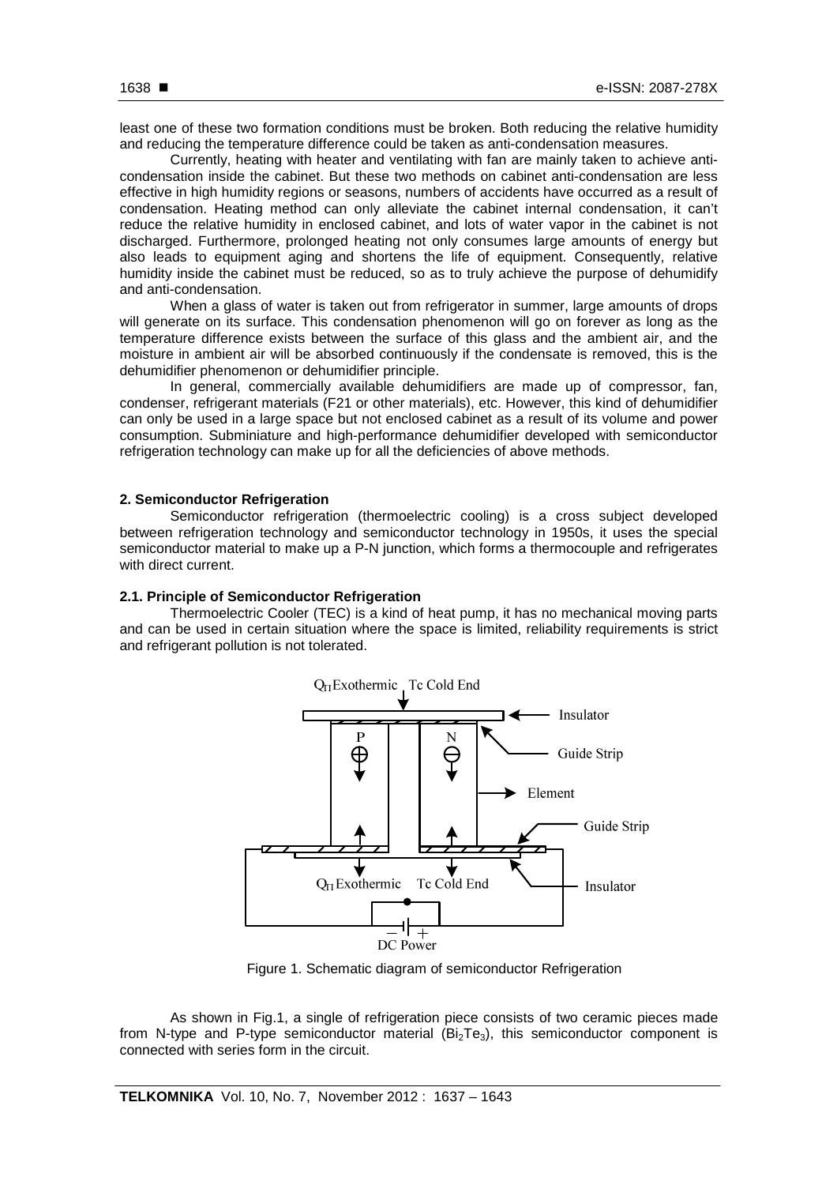least one of these two formation conditions must be broken. Both reducing the relative humidity and reducing the temperature difference could be taken as anti-condensation measures.

Currently, heating with heater and ventilating with fan are mainly taken to achieve anti-condensation inside the cabinet. But these two methods on cabinet anti-condensation are less effective in high humidity regions or seasons, numbers of accidents have occurred as a result of condensation. Heating method can only alleviate the cabinet internal condensation, it can't reduce the relative humidity in enclosed cabinet, and lots of water vapor in the cabinet is not discharged. Furthermore, prolonged heating not only consumes large amounts of energy but also leads to equipment aging and shortens the life of equipment. Consequently, relative humidity inside the cabinet must be reduced, so as to truly achieve the purpose of dehumidify and anti-condensation.

When a glass of water is taken out from refrigerator in summer, large amounts of drops will generate on its surface. This condensation phenomenon will go on forever as long as the temperature difference exists between the surface of this glass and the ambient air, and the moisture in ambient air will be absorbed continuously if the condensate is removed, this is the dehumidifier phenomenon or dehumidifier principle.

In general, commercially available dehumidifiers are made up of compressor, fan, condenser, refrigerant materials (F21 or other materials), etc. However, this kind of dehumidifier can only be used in a large space but not enclosed cabinet as a result of its volume and power consumption. Subminiature and high-performance dehumidifier developed with semiconductor refrigeration technology can make up for all the deficiencies of above methods.

## 2. Semiconductor Refrigeration

Semiconductor refrigeration (thermoelectric cooling) is a cross subject developed between refrigeration technology and semiconductor technology in 1950s, it uses the special semiconductor material to make up a P-N junction, which forms a thermocouple and refrigerates with direct current.

### 2.1. Principle of Semiconductor Refrigeration

Thermoelectric Cooler (TEC) is a kind of heat pump, it has no mechanical moving parts and can be used in certain situation where the space is limited, reliability requirements is strict and refrigerant pollution is not tolerated.

Figure 1. Schematic diagram of semiconductor Refrigeration

As shown in Fig.1, a single of refrigeration piece consists of two ceramic pieces made from N-type and P-type semiconductor material ($Bi_2Te_3$), this semiconductor component is connected with series form in the circuit.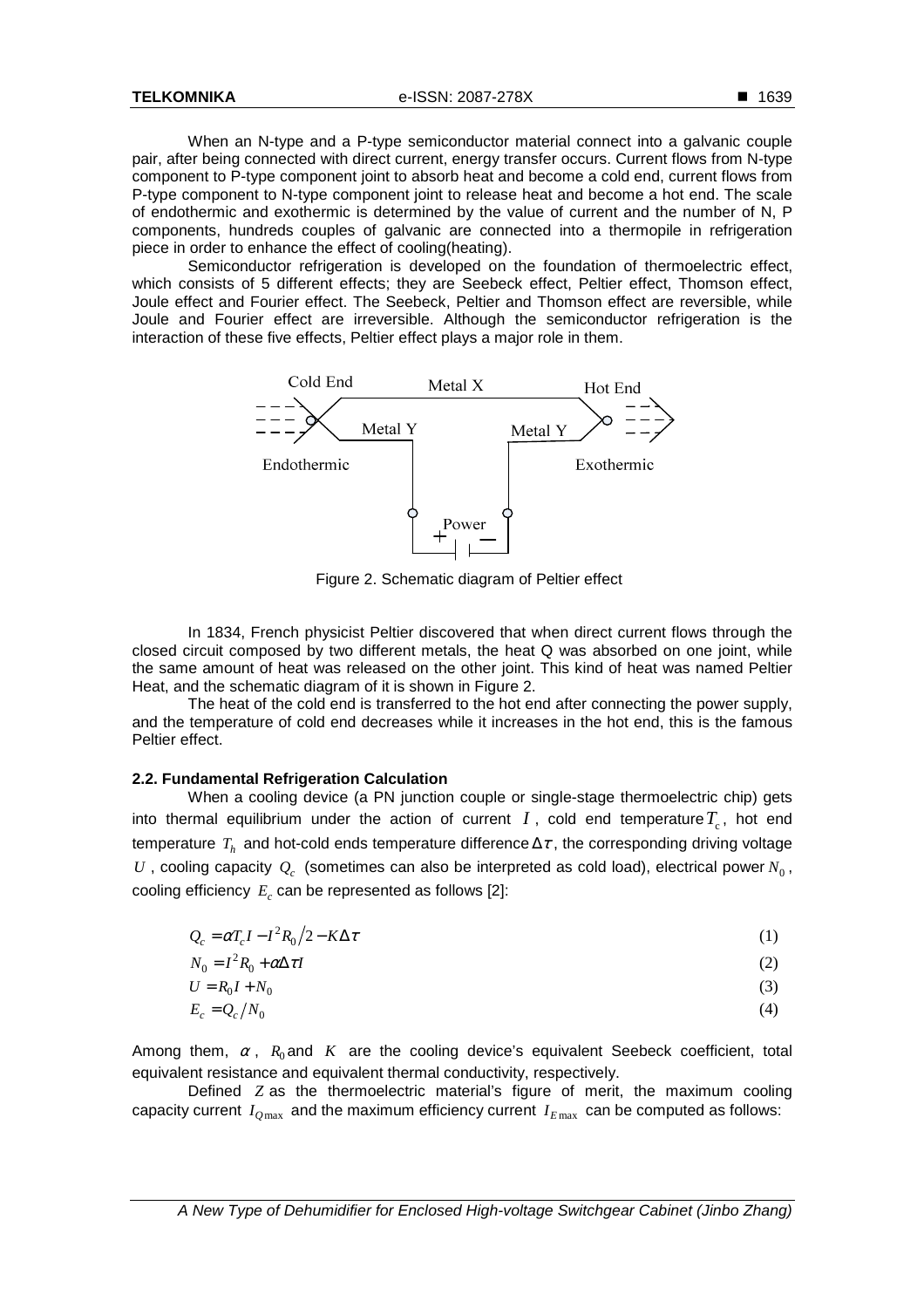When an N-type and a P-type semiconductor material connect into a galvanic couple pair, after being connected with direct current, energy transfer occurs. Current flows from N-type component to P-type component joint to absorb heat and become a cold end, current flows from P-type component to N-type component joint to release heat and become a hot end. The scale of endothermic and exothermic is determined by the value of current and the number of N, P components, hundreds couples of galvanic are connected into a thermopile in refrigeration piece in order to enhance the effect of cooling(heating).

Semiconductor refrigeration is developed on the foundation of thermoelectric effect, which consists of 5 different effects; they are Seebeck effect, Peltier effect, Thomson effect, Joule effect and Fourier effect. The Seebeck, Peltier and Thomson effect are reversible, while Joule and Fourier effect are irreversible. Although the semiconductor refrigeration is the interaction of these five effects, Peltier effect plays a major role in them.

Figure 2. Schematic diagram of Peltier effect

In 1834, French physicist Peltier discovered that when direct current flows through the closed circuit composed by two different metals, the heat Q was absorbed on one joint, while the same amount of heat was released on the other joint. This kind of heat was named Peltier Heat, and the schematic diagram of it is shown in Figure 2.

The heat of the cold end is transferred to the hot end after connecting the power supply, and the temperature of cold end decreases while it increases in the hot end, this is the famous Peltier effect.

### 2.2. Fundamental Refrigeration Calculation

When a cooling device (a PN junction couple or single-stage thermoelectric chip) gets into thermal equilibrium under the action of current $I$, cold end temperature $T_c$, hot end temperature $T_h$ and hot-cold ends temperature difference $\Delta\tau$, the corresponding driving voltage $U$, cooling capacity $Q_c$ (sometimes can also be interpreted as cold load), electrical power $N_0$, cooling efficiency $E_c$ can be represented as follows [2]:

$$Q_c = \alpha T_c I - I^2 R_0 / 2 - K\Delta\tau \tag{1}$$

$$N_0 = I^2 R_0 + \alpha \Delta\tau I \tag{2}$$

$$U = R_0 I + N_0 \tag{3}$$

$$E_c = Q_c / N_0 \tag{4}$$

Among them, $\alpha$, $R_0$ and $K$ are the cooling device's equivalent Seebeck coefficient, total equivalent resistance and equivalent thermal conductivity, respectively.

Defined $Z$ as the thermoelectric material's figure of merit, the maximum cooling capacity current $I_{Q\max}$ and the maximum efficiency current $I_{E\max}$ can be computed as follows: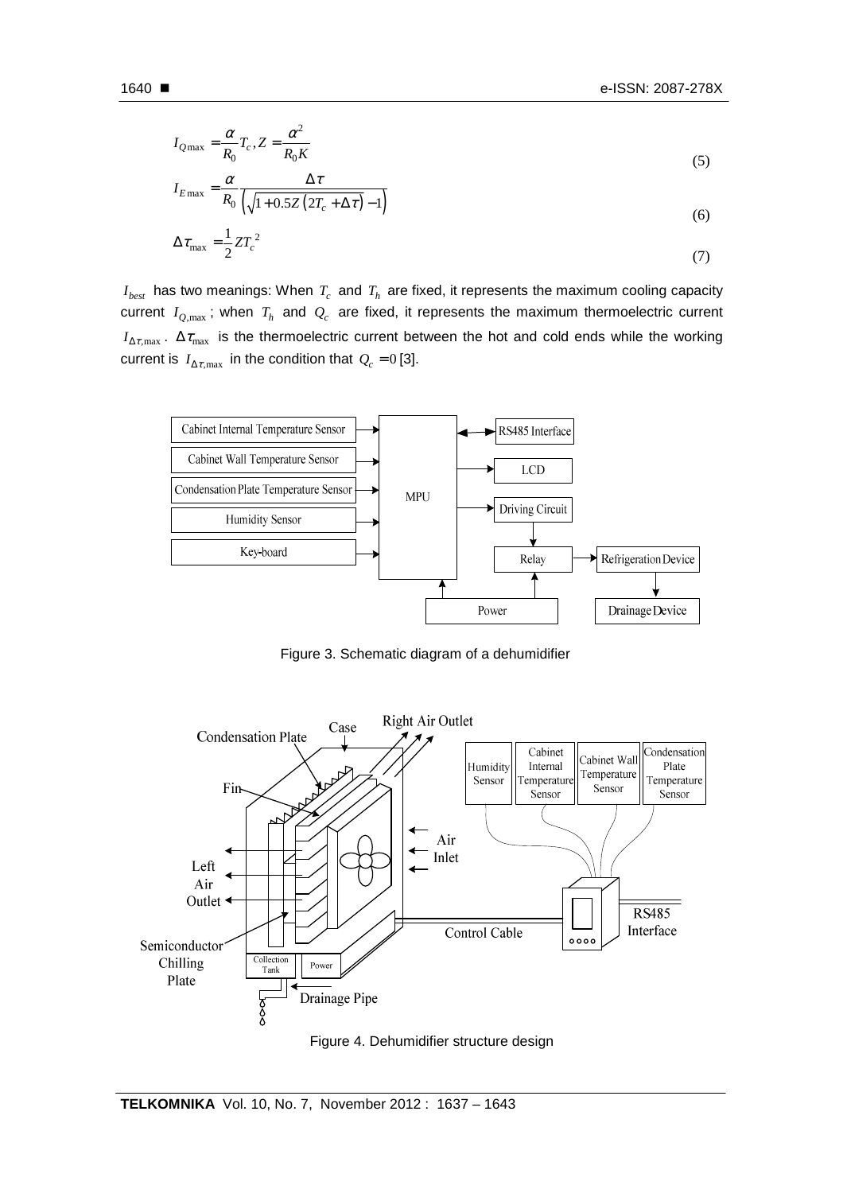$$I_{Q\max} = \frac{\alpha}{R_0} T_c, Z = \frac{\alpha^2}{R_0 K} \tag{5}$$

$$I_{E\max} = \frac{\alpha}{R_0} \frac{\Delta\tau}{\left(\sqrt{1+0.5Z\left(2T_c+\Delta\tau\right)}-1\right)} \tag{6}$$

$$\Delta\tau_{\max} = \frac{1}{2} Z T_c^{\ 2} \tag{7}$$

$I_{best}$ has two meanings: When $T_c$ and $T_h$ are fixed, it represents the maximum cooling capacity current $I_{Q,\max}$; when $T_h$ and $Q_c$ are fixed, it represents the maximum thermoelectric current $I_{\Delta\tau,\max}$. $\Delta\tau_{\max}$ is the thermoelectric current between the hot and cold ends while the working current is $I_{\Delta\tau,\max}$ in the condition that $Q_c = 0$ [3].

Figure 3. Schematic diagram of a dehumidifier

Figure 4. Dehumidifier structure design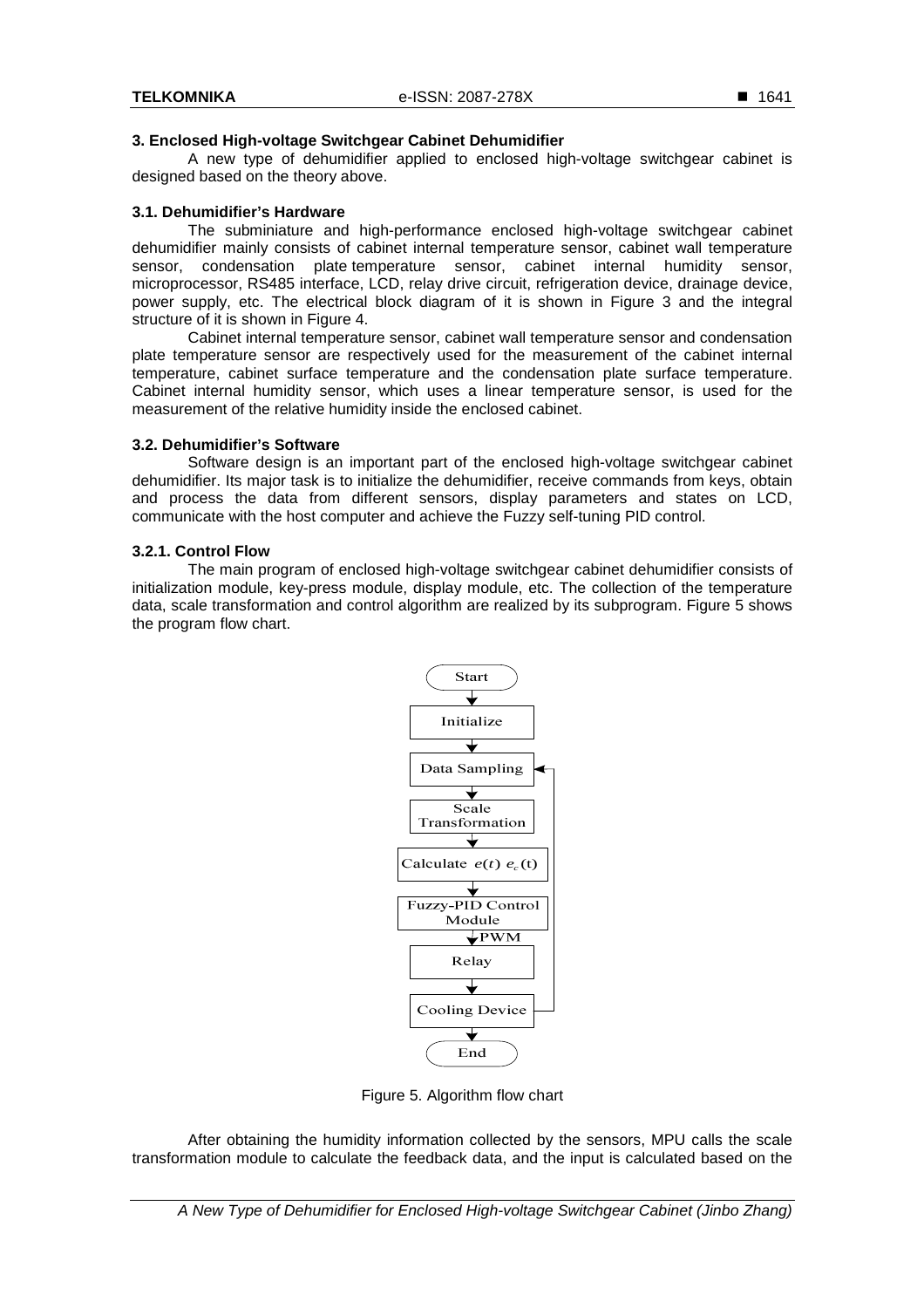## 3. Enclosed High-voltage Switchgear Cabinet Dehumidifier

A new type of dehumidifier applied to enclosed high-voltage switchgear cabinet is designed based on the theory above.

### 3.1. Dehumidifier's Hardware

The subminiature and high-performance enclosed high-voltage switchgear cabinet dehumidifier mainly consists of cabinet internal temperature sensor, cabinet wall temperature sensor, condensation plate temperature sensor, cabinet internal humidity sensor, microprocessor, RS485 interface, LCD, relay drive circuit, refrigeration device, drainage device, power supply, etc. The electrical block diagram of it is shown in Figure 3 and the integral structure of it is shown in Figure 4.

Cabinet internal temperature sensor, cabinet wall temperature sensor and condensation plate temperature sensor are respectively used for the measurement of the cabinet internal temperature, cabinet surface temperature and the condensation plate surface temperature. Cabinet internal humidity sensor, which uses a linear temperature sensor, is used for the measurement of the relative humidity inside the enclosed cabinet.

### 3.2. Dehumidifier's Software

Software design is an important part of the enclosed high-voltage switchgear cabinet dehumidifier. Its major task is to initialize the dehumidifier, receive commands from keys, obtain and process the data from different sensors, display parameters and states on LCD, communicate with the host computer and achieve the Fuzzy self-tuning PID control.

#### 3.2.1. Control Flow

The main program of enclosed high-voltage switchgear cabinet dehumidifier consists of initialization module, key-press module, display module, etc. The collection of the temperature data, scale transformation and control algorithm are realized by its subprogram. Figure 5 shows the program flow chart.

Start → Initialize → Data Sampling → Scale Transformation → Calculate $e(t)$ $e_c(t)$ → Fuzzy-PID Control Module → (PWM) → Relay → Cooling Device → (loop back to Data Sampling) → End

Figure 5. Algorithm flow chart

After obtaining the humidity information collected by the sensors, MPU calls the scale transformation module to calculate the feedback data, and the input is calculated based on the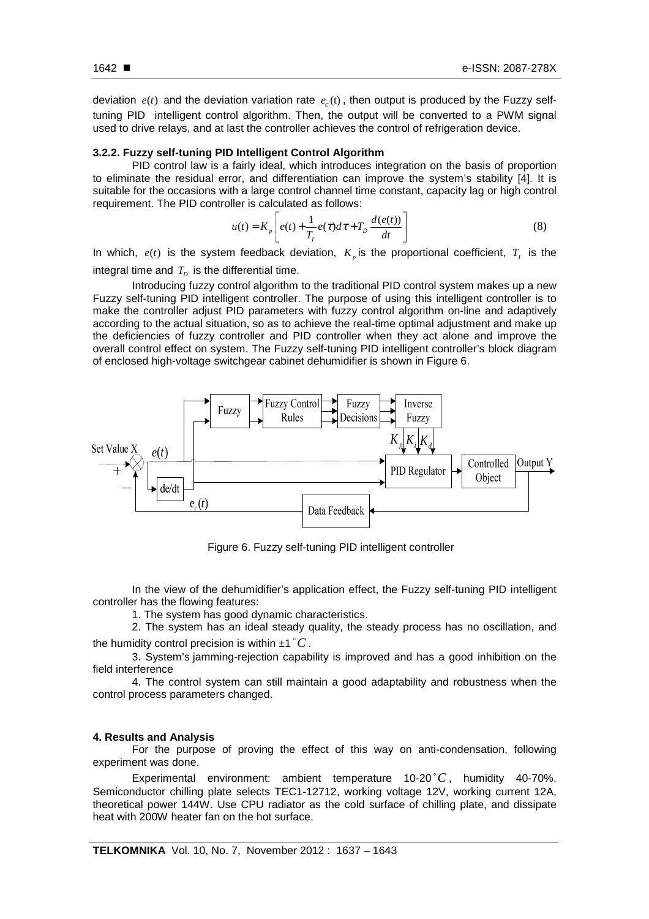deviation $e(t)$ and the deviation variation rate $e_c(t)$, then output is produced by the Fuzzy self-tuning PID intelligent control algorithm. Then, the output will be converted to a PWM signal used to drive relays, and at last the controller achieves the control of refrigeration device.

### 3.2.2. Fuzzy self-tuning PID Intelligent Control Algorithm

PID control law is a fairly ideal, which introduces integration on the basis of proportion to eliminate the residual error, and differentiation can improve the system's stability [4]. It is suitable for the occasions with a large control channel time constant, capacity lag or high control requirement. The PID controller is calculated as follows:

$$u(t) = K_p \left[ e(t) + \frac{1}{T_I} e(\tau) d\tau + T_D \frac{d(e(t))}{dt} \right] \tag{8}$$

In which, $e(t)$ is the system feedback deviation, $K_p$ is the proportional coefficient, $T_I$ is the integral time and $T_D$ is the differential time.

Introducing fuzzy control algorithm to the traditional PID control system makes up a new Fuzzy self-tuning PID intelligent controller. The purpose of using this intelligent controller is to make the controller adjust PID parameters with fuzzy control algorithm on-line and adaptively according to the actual situation, so as to achieve the real-time optimal adjustment and make up the deficiencies of fuzzy controller and PID controller when they act alone and improve the overall control effect on system. The Fuzzy self-tuning PID intelligent controller's block diagram of enclosed high-voltage switchgear cabinet dehumidifier is shown in Figure 6.

Figure 6. Fuzzy self-tuning PID intelligent controller

In the view of the dehumidifier's application effect, the Fuzzy self-tuning PID intelligent controller has the flowing features:

1. The system has good dynamic characteristics.
2. The system has an ideal steady quality, the steady process has no oscillation, and the humidity control precision is within ±1$^\circ C$.
3. System's jamming-rejection capability is improved and has a good inhibition on the field interference
4. The control system can still maintain a good adaptability and robustness when the control process parameters changed.

## 4. Results and Analysis

For the purpose of proving the effect of this way on anti-condensation, following experiment was done.

Experimental environment: ambient temperature 10-20$^\circ C$, humidity 40-70%. Semiconductor chilling plate selects TEC1-12712, working voltage 12V, working current 12A, theoretical power 144W. Use CPU radiator as the cold surface of chilling plate, and dissipate heat with 200W heater fan on the hot surface.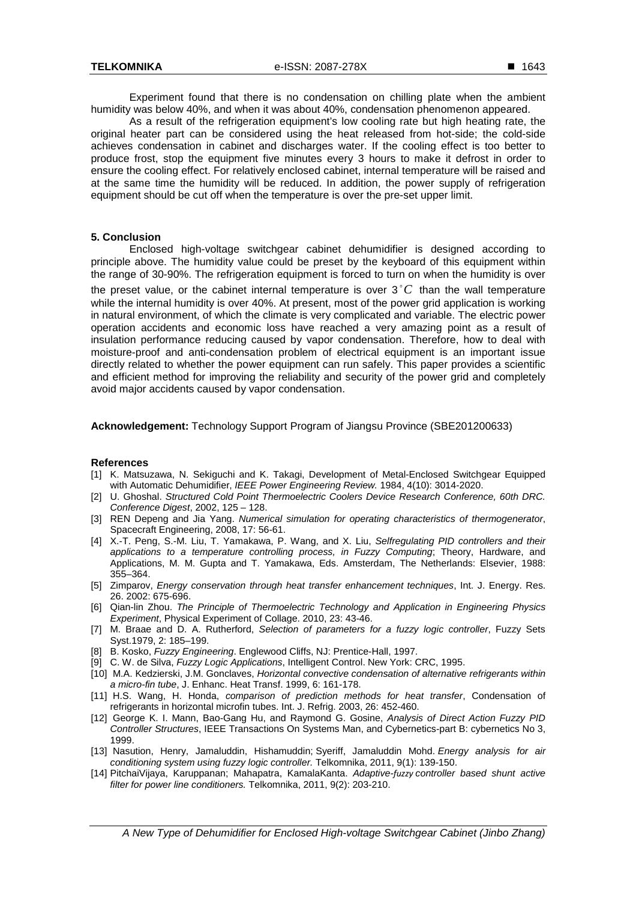Experiment found that there is no condensation on chilling plate when the ambient humidity was below 40%, and when it was about 40%, condensation phenomenon appeared.

As a result of the refrigeration equipment's low cooling rate but high heating rate, the original heater part can be considered using the heat released from hot-side; the cold-side achieves condensation in cabinet and discharges water. If the cooling effect is too better to produce frost, stop the equipment five minutes every 3 hours to make it defrost in order to ensure the cooling effect. For relatively enclosed cabinet, internal temperature will be raised and at the same time the humidity will be reduced. In addition, the power supply of refrigeration equipment should be cut off when the temperature is over the pre-set upper limit.

## 5. Conclusion

Enclosed high-voltage switchgear cabinet dehumidifier is designed according to principle above. The humidity value could be preset by the keyboard of this equipment within the range of 30-90%. The refrigeration equipment is forced to turn on when the humidity is over the preset value, or the cabinet internal temperature is over $3^{\circ}C$ than the wall temperature while the internal humidity is over 40%. At present, most of the power grid application is working in natural environment, of which the climate is very complicated and variable. The electric power operation accidents and economic loss have reached a very amazing point as a result of insulation performance reducing caused by vapor condensation. Therefore, how to deal with moisture-proof and anti-condensation problem of electrical equipment is an important issue directly related to whether the power equipment can run safely. This paper provides a scientific and efficient method for improving the reliability and security of the power grid and completely avoid major accidents caused by vapor condensation.

**Acknowledgement:** Technology Support Program of Jiangsu Province (SBE201200633)

## References

[1] K. Matsuzawa, N. Sekiguchi and K. Takagi, Development of Metal-Enclosed Switchgear Equipped with Automatic Dehumidifier, *IEEE Power Engineering Review.* 1984, 4(10): 3014-2020.

[2] U. Ghoshal. *Structured Cold Point Thermoelectric Coolers Device Research Conference, 60th DRC. Conference Digest*, 2002, 125 – 128.

[3] REN Depeng and Jia Yang. *Numerical simulation for operating characteristics of thermogenerator*, Spacecraft Engineering, 2008, 17: 56-61.

[4] X.-T. Peng, S.-M. Liu, T. Yamakawa, P. Wang, and X. Liu, *Selfregulating PID controllers and their applications to a temperature controlling process, in Fuzzy Computing*; Theory, Hardware, and Applications, M. M. Gupta and T. Yamakawa, Eds. Amsterdam, The Netherlands: Elsevier, 1988: 355–364.

[5] Zimparov, *Energy conservation through heat transfer enhancement techniques*, Int. J. Energy. Res. 26. 2002: 675-696.

[6] Qian-lin Zhou. *The Principle of Thermoelectric Technology and Application in Engineering Physics Experiment*, Physical Experiment of Collage. 2010, 23: 43-46.

[7] M. Braae and D. A. Rutherford, *Selection of parameters for a fuzzy logic controller*, Fuzzy Sets Syst.1979, 2: 185–199.

[8] B. Kosko, *Fuzzy Engineering*. Englewood Cliffs, NJ: Prentice-Hall, 1997.

[9] C. W. de Silva, *Fuzzy Logic Applications*, Intelligent Control. New York: CRC, 1995.

[10] M.A. Kedzierski, J.M. Gonclaves, *Horizontal convective condensation of alternative refrigerants within a micro-fin tube*, J. Enhanc. Heat Transf. 1999, 6: 161-178.

[11] H.S. Wang, H. Honda, *comparison of prediction methods for heat transfer*, Condensation of refrigerants in horizontal microfin tubes. Int. J. Refrig. 2003, 26: 452-460.

[12] George K. I. Mann, Bao-Gang Hu, and Raymond G. Gosine, *Analysis of Direct Action Fuzzy PID Controller Structures*, IEEE Transactions On Systems Man, and Cybernetics-part B: cybernetics No 3, 1999.

[13] Nasution, Henry, Jamaluddin, Hishamuddin; Syeriff, Jamaluddin Mohd. *Energy analysis for air conditioning system using fuzzy logic controller.* Telkomnika, 2011, 9(1): 139-150.

[14] PitchaiVijaya, Karuppanan; Mahapatra, KamalaKanta. *Adaptive-fuzzy controller based shunt active filter for power line conditioners.* Telkomnika, 2011, 9(2): 203-210.